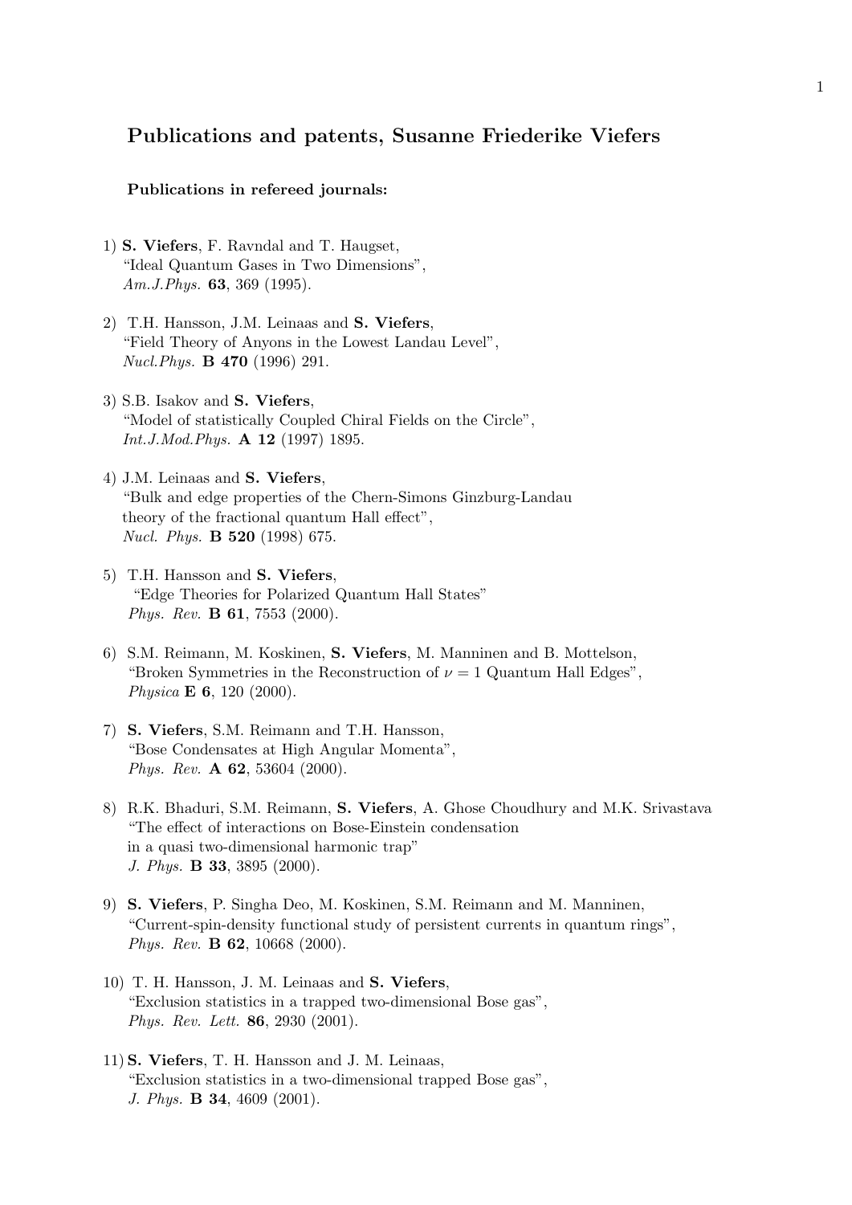## Publications and patents, Susanne Friederike Viefers

### Publications in refereed journals:

1) **S. Viefers**, F. Ravndal and T. Haugset,
"Ideal Quantum Gases in Two Dimensions",
*Am.J.Phys.* **63**, 369 (1995).

2) T.H. Hansson, J.M. Leinaas and **S. Viefers**,
"Field Theory of Anyons in the Lowest Landau Level",
*Nucl.Phys.* **B 470** (1996) 291.

3) S.B. Isakov and **S. Viefers**,
"Model of statistically Coupled Chiral Fields on the Circle",
*Int.J.Mod.Phys.* **A 12** (1997) 1895.

4) J.M. Leinaas and **S. Viefers**,
"Bulk and edge properties of the Chern-Simons Ginzburg-Landau theory of the fractional quantum Hall effect",
*Nucl. Phys.* **B 520** (1998) 675.

5) T.H. Hansson and **S. Viefers**,
"Edge Theories for Polarized Quantum Hall States"
*Phys. Rev.* **B 61**, 7553 (2000).

6) S.M. Reimann, M. Koskinen, **S. Viefers**, M. Manninen and B. Mottelson,
"Broken Symmetries in the Reconstruction of $\nu = 1$ Quantum Hall Edges",
*Physica* **E 6**, 120 (2000).

7) **S. Viefers**, S.M. Reimann and T.H. Hansson,
"Bose Condensates at High Angular Momenta",
*Phys. Rev.* **A 62**, 53604 (2000).

8) R.K. Bhaduri, S.M. Reimann, **S. Viefers**, A. Ghose Choudhury and M.K. Srivastava
"The effect of interactions on Bose-Einstein condensation in a quasi two-dimensional harmonic trap"
*J. Phys.* **B 33**, 3895 (2000).

9) **S. Viefers**, P. Singha Deo, M. Koskinen, S.M. Reimann and M. Manninen,
"Current-spin-density functional study of persistent currents in quantum rings",
*Phys. Rev.* **B 62**, 10668 (2000).

10) T. H. Hansson, J. M. Leinaas and **S. Viefers**,
"Exclusion statistics in a trapped two-dimensional Bose gas",
*Phys. Rev. Lett.* **86**, 2930 (2001).

11) **S. Viefers**, T. H. Hansson and J. M. Leinaas,
"Exclusion statistics in a two-dimensional trapped Bose gas",
*J. Phys.* **B 34**, 4609 (2001).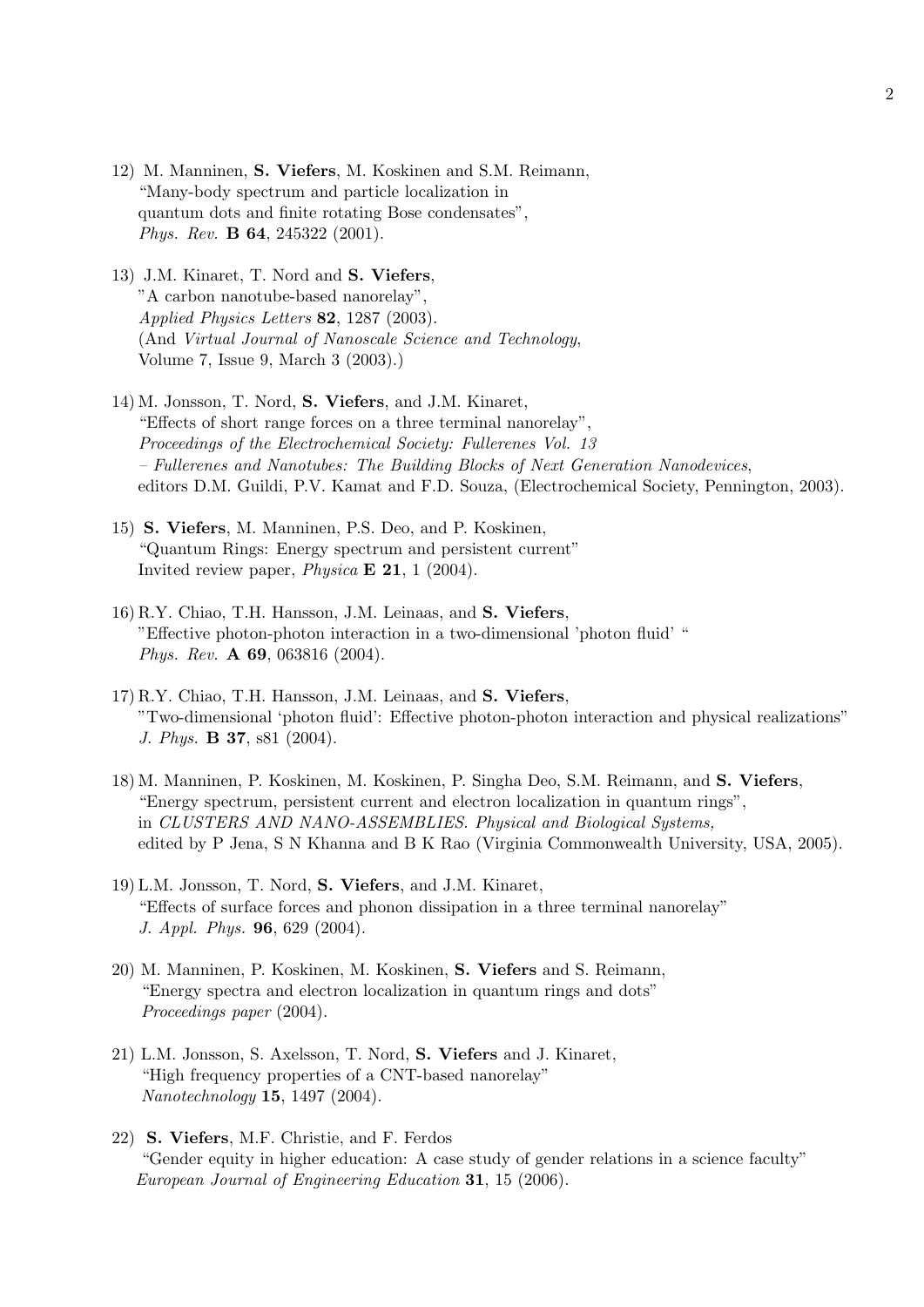12) M. Manninen, **S. Viefers**, M. Koskinen and S.M. Reimann,
"Many-body spectrum and particle localization in
quantum dots and finite rotating Bose condensates",
*Phys. Rev.* **B 64**, 245322 (2001).

13) J.M. Kinaret, T. Nord and **S. Viefers**,
"A carbon nanotube-based nanorelay",
*Applied Physics Letters* **82**, 1287 (2003).
(And *Virtual Journal of Nanoscale Science and Technology*,
Volume 7, Issue 9, March 3 (2003).)

14) M. Jonsson, T. Nord, **S. Viefers**, and J.M. Kinaret,
"Effects of short range forces on a three terminal nanorelay",
*Proceedings of the Electrochemical Society: Fullerenes Vol. 13*
*– Fullerenes and Nanotubes: The Building Blocks of Next Generation Nanodevices*,
editors D.M. Guildi, P.V. Kamat and F.D. Souza, (Electrochemical Society, Pennington, 2003).

15) **S. Viefers**, M. Manninen, P.S. Deo, and P. Koskinen,
"Quantum Rings: Energy spectrum and persistent current"
Invited review paper, *Physica* **E 21**, 1 (2004).

16) R.Y. Chiao, T.H. Hansson, J.M. Leinaas, and **S. Viefers**,
"Effective photon-photon interaction in a two-dimensional 'photon fluid' "
*Phys. Rev.* **A 69**, 063816 (2004).

17) R.Y. Chiao, T.H. Hansson, J.M. Leinaas, and **S. Viefers**,
"Two-dimensional 'photon fluid': Effective photon-photon interaction and physical realizations"
*J. Phys.* **B 37**, s81 (2004).

18) M. Manninen, P. Koskinen, M. Koskinen, P. Singha Deo, S.M. Reimann, and **S. Viefers**,
"Energy spectrum, persistent current and electron localization in quantum rings",
in *CLUSTERS AND NANO-ASSEMBLIES. Physical and Biological Systems,*
edited by P Jena, S N Khanna and B K Rao (Virginia Commonwealth University, USA, 2005).

19) L.M. Jonsson, T. Nord, **S. Viefers**, and J.M. Kinaret,
"Effects of surface forces and phonon dissipation in a three terminal nanorelay"
*J. Appl. Phys.* **96**, 629 (2004).

20) M. Manninen, P. Koskinen, M. Koskinen, **S. Viefers** and S. Reimann,
"Energy spectra and electron localization in quantum rings and dots"
*Proceedings paper* (2004).

21) L.M. Jonsson, S. Axelsson, T. Nord, **S. Viefers** and J. Kinaret,
"High frequency properties of a CNT-based nanorelay"
*Nanotechnology* **15**, 1497 (2004).

22) **S. Viefers**, M.F. Christie, and F. Ferdos
"Gender equity in higher education: A case study of gender relations in a science faculty"
*European Journal of Engineering Education* **31**, 15 (2006).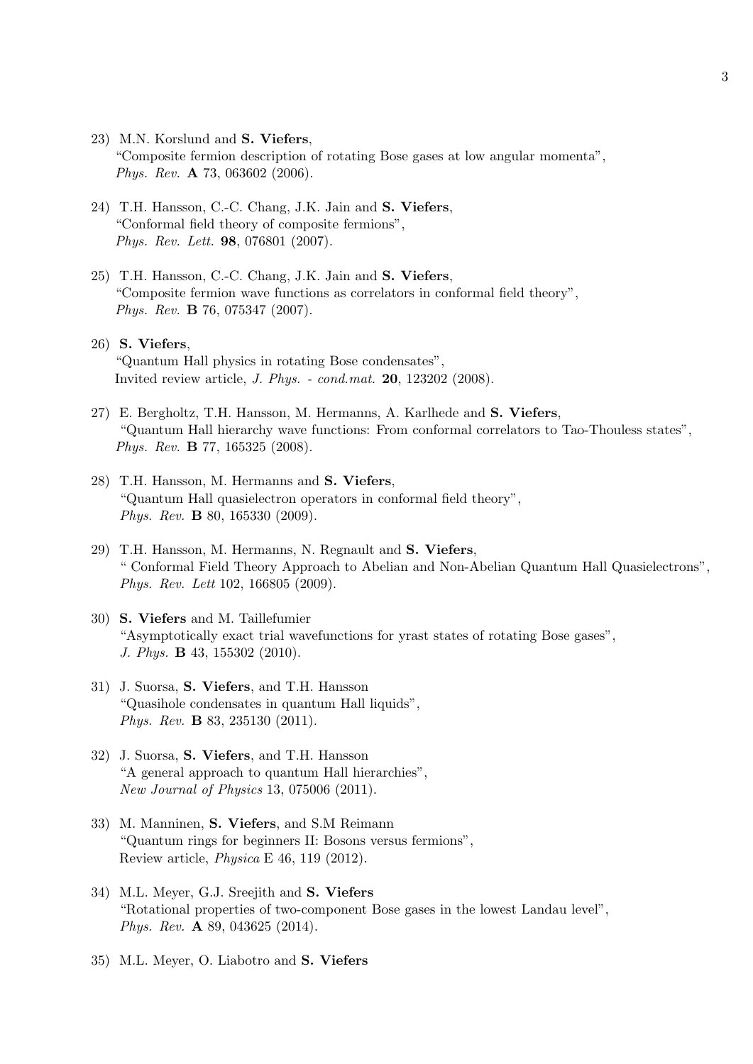23) M.N. Korslund and **S. Viefers**,
"Composite fermion description of rotating Bose gases at low angular momenta",
*Phys. Rev.* **A** 73, 063602 (2006).

24) T.H. Hansson, C.-C. Chang, J.K. Jain and **S. Viefers**,
"Conformal field theory of composite fermions",
*Phys. Rev. Lett.* **98**, 076801 (2007).

25) T.H. Hansson, C.-C. Chang, J.K. Jain and **S. Viefers**,
"Composite fermion wave functions as correlators in conformal field theory",
*Phys. Rev.* **B** 76, 075347 (2007).

26) **S. Viefers**,
"Quantum Hall physics in rotating Bose condensates",
Invited review article, *J. Phys. - cond.mat.* **20**, 123202 (2008).

27) E. Bergholtz, T.H. Hansson, M. Hermanns, A. Karlhede and **S. Viefers**,
"Quantum Hall hierarchy wave functions: From conformal correlators to Tao-Thouless states",
*Phys. Rev.* **B** 77, 165325 (2008).

28) T.H. Hansson, M. Hermanns and **S. Viefers**,
"Quantum Hall quasielectron operators in conformal field theory",
*Phys. Rev.* **B** 80, 165330 (2009).

29) T.H. Hansson, M. Hermanns, N. Regnault and **S. Viefers**,
" Conformal Field Theory Approach to Abelian and Non-Abelian Quantum Hall Quasielectrons",
*Phys. Rev. Lett* 102, 166805 (2009).

30) **S. Viefers** and M. Taillefumier
"Asymptotically exact trial wavefunctions for yrast states of rotating Bose gases",
*J. Phys.* **B** 43, 155302 (2010).

31) J. Suorsa, **S. Viefers**, and T.H. Hansson
"Quasihole condensates in quantum Hall liquids",
*Phys. Rev.* **B** 83, 235130 (2011).

32) J. Suorsa, **S. Viefers**, and T.H. Hansson
"A general approach to quantum Hall hierarchies",
*New Journal of Physics* 13, 075006 (2011).

33) M. Manninen, **S. Viefers**, and S.M Reimann
"Quantum rings for beginners II: Bosons versus fermions",
Review article, *Physica* E 46, 119 (2012).

34) M.L. Meyer, G.J. Sreejith and **S. Viefers**
"Rotational properties of two-component Bose gases in the lowest Landau level",
*Phys. Rev.* **A** 89, 043625 (2014).

35) M.L. Meyer, O. Liabotro and **S. Viefers**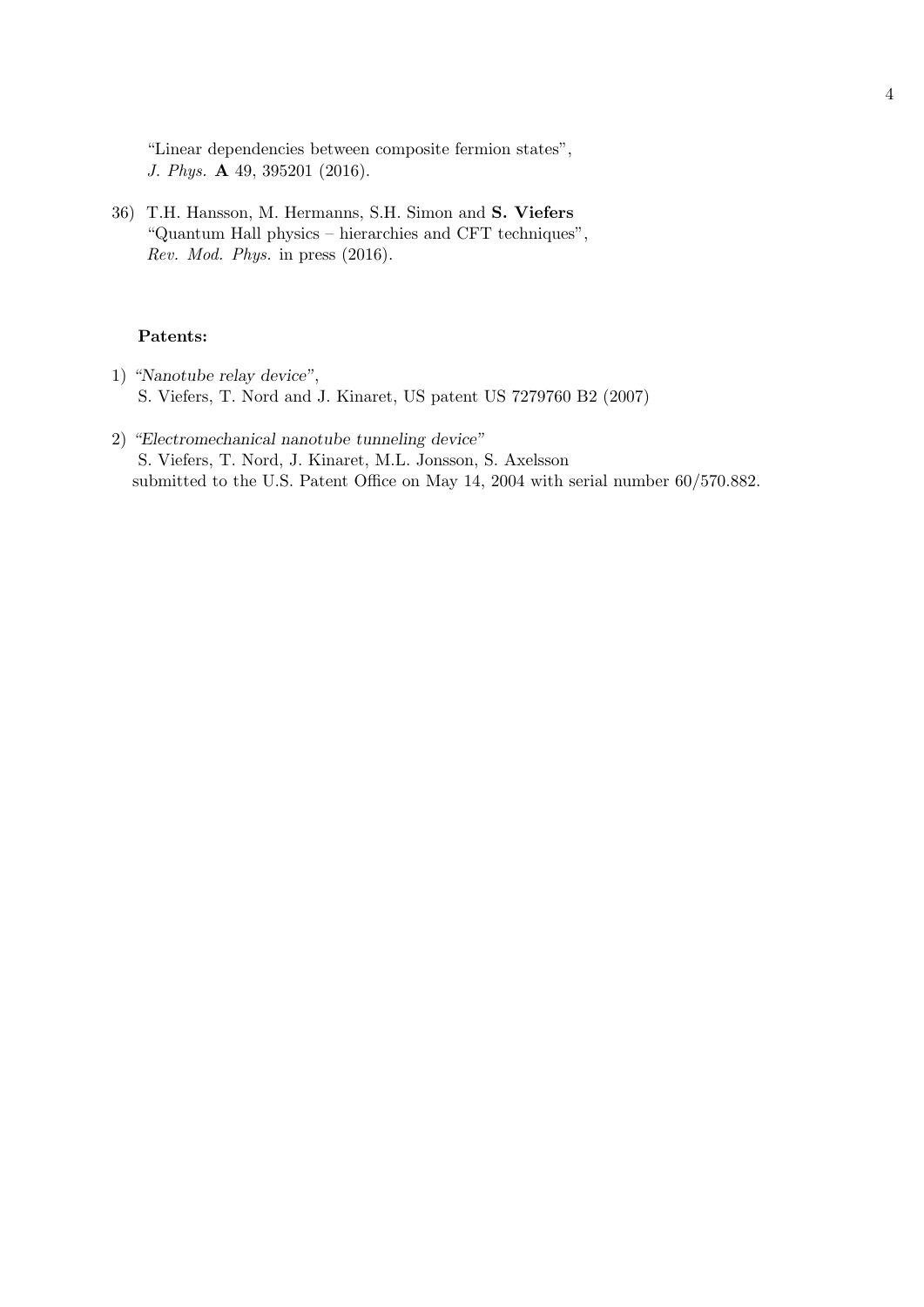"Linear dependencies between composite fermion states",
*J. Phys.* **A** 49, 395201 (2016).

36) T.H. Hansson, M. Hermanns, S.H. Simon and **S. Viefers**
"Quantum Hall physics – hierarchies and CFT techniques",
*Rev. Mod. Phys.* in press (2016).

**Patents:**

1) *"Nanotube relay device"*,
S. Viefers, T. Nord and J. Kinaret, US patent US 7279760 B2 (2007)

2) *"Electromechanical nanotube tunneling device"*
S. Viefers, T. Nord, J. Kinaret, M.L. Jonsson, S. Axelsson
submitted to the U.S. Patent Office on May 14, 2004 with serial number 60/570.882.